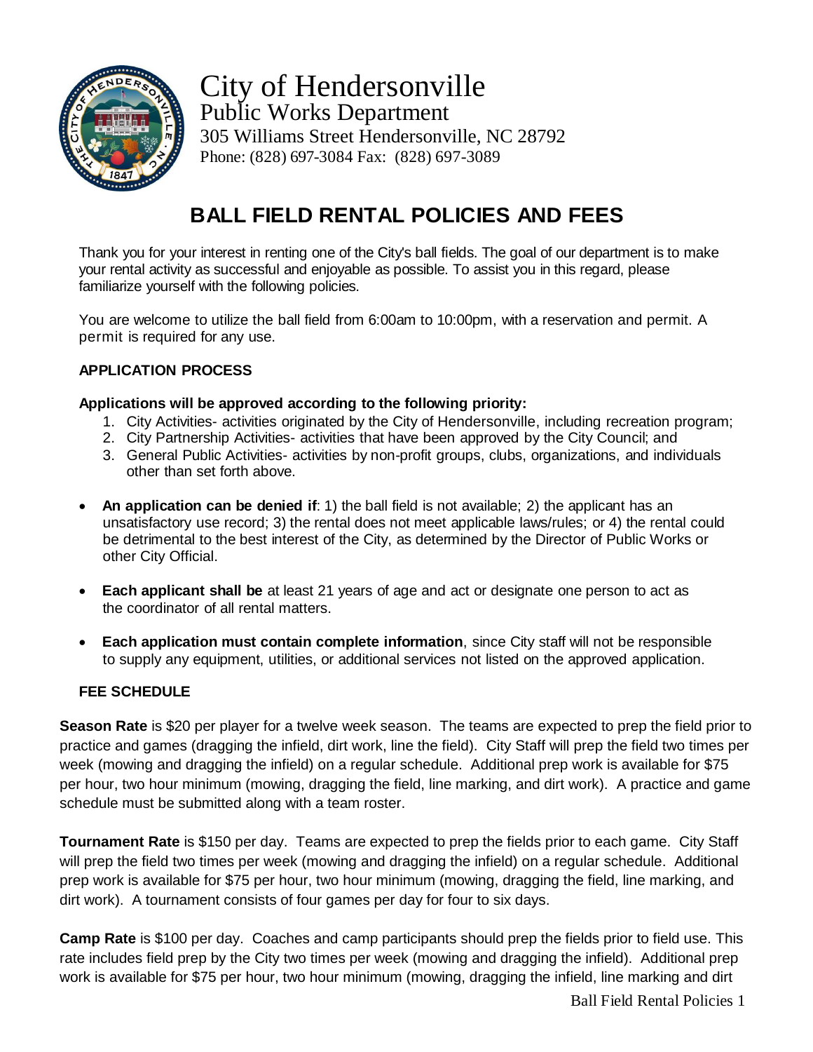# City of Hendersonville

Public Works Department

305 Williams Street Hendersonville, NC 28792

Phone: (828) 697-3084 Fax: (828) 697-3089

## BALL FIELD RENTAL POLICIES AND FEES

Thank you for your interest in renting one of the City's ball fields. The goal of our department is to make your rental activity as successful and enjoyable as possible. To assist you in this regard, please familiarize yourself with the following policies.

You are welcome to utilize the ball field from 6:00am to 10:00pm, with a reservation and permit. A permit is required for any use.

### APPLICATION PROCESS

**Applications will be approved according to the following priority:**

1. City Activities- activities originated by the City of Hendersonville, including recreation program;
2. City Partnership Activities- activities that have been approved by the City Council; and
3. General Public Activities- activities by non-profit groups, clubs, organizations, and individuals other than set forth above.

- **An application can be denied if**: 1) the ball field is not available; 2) the applicant has an unsatisfactory use record; 3) the rental does not meet applicable laws/rules; or 4) the rental could be detrimental to the best interest of the City, as determined by the Director of Public Works or other City Official.
- **Each applicant shall be** at least 21 years of age and act or designate one person to act as the coordinator of all rental matters.
- **Each application must contain complete information**, since City staff will not be responsible to supply any equipment, utilities, or additional services not listed on the approved application.

### FEE SCHEDULE

**Season Rate** is $20 per player for a twelve week season. The teams are expected to prep the field prior to practice and games (dragging the infield, dirt work, line the field). City Staff will prep the field two times per week (mowing and dragging the infield) on a regular schedule. Additional prep work is available for $75 per hour, two hour minimum (mowing, dragging the field, line marking, and dirt work). A practice and game schedule must be submitted along with a team roster.

**Tournament Rate** is $150 per day. Teams are expected to prep the fields prior to each game. City Staff will prep the field two times per week (mowing and dragging the infield) on a regular schedule. Additional prep work is available for $75 per hour, two hour minimum (mowing, dragging the field, line marking, and dirt work). A tournament consists of four games per day for four to six days.

**Camp Rate** is $100 per day. Coaches and camp participants should prep the fields prior to field use. This rate includes field prep by the City two times per week (mowing and dragging the infield). Additional prep work is available for $75 per hour, two hour minimum (mowing, dragging the infield, line marking and dirt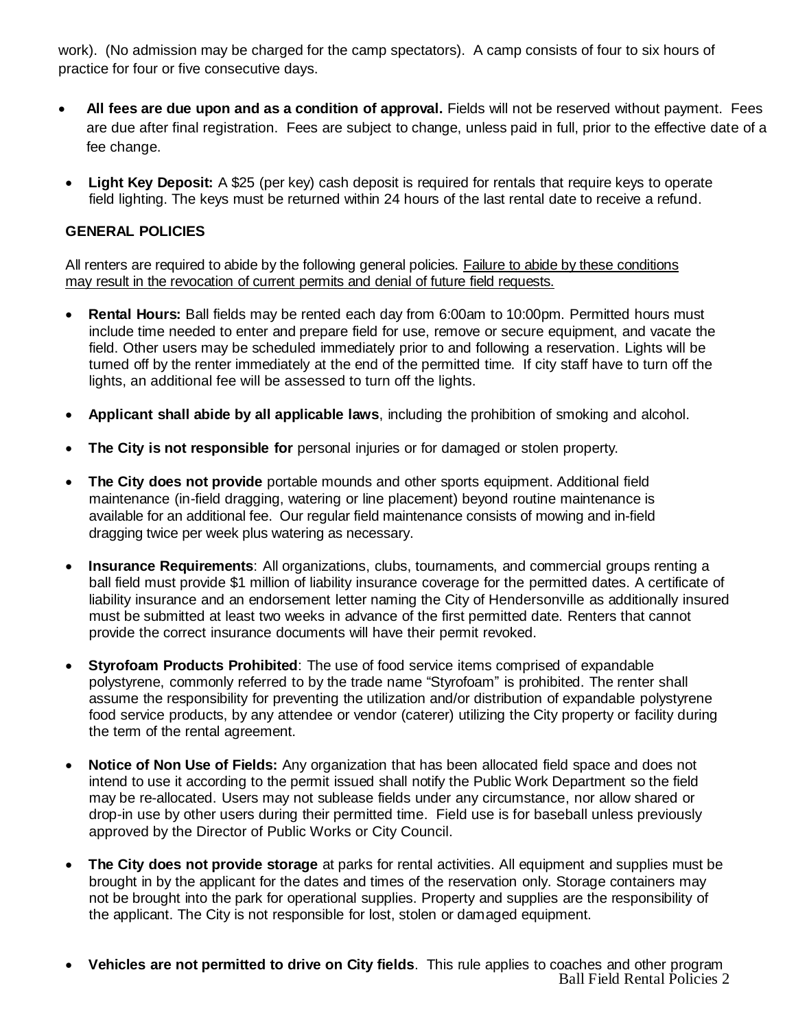work). (No admission may be charged for the camp spectators). A camp consists of four to six hours of practice for four or five consecutive days.

- **All fees are due upon and as a condition of approval.** Fields will not be reserved without payment. Fees are due after final registration. Fees are subject to change, unless paid in full, prior to the effective date of a fee change.
- **Light Key Deposit:** A $25 (per key) cash deposit is required for rentals that require keys to operate field lighting. The keys must be returned within 24 hours of the last rental date to receive a refund.

**GENERAL POLICIES**

All renters are required to abide by the following general policies. Failure to abide by these conditions may result in the revocation of current permits and denial of future field requests.

- **Rental Hours:** Ball fields may be rented each day from 6:00am to 10:00pm. Permitted hours must include time needed to enter and prepare field for use, remove or secure equipment, and vacate the field. Other users may be scheduled immediately prior to and following a reservation. Lights will be turned off by the renter immediately at the end of the permitted time. If city staff have to turn off the lights, an additional fee will be assessed to turn off the lights.
- **Applicant shall abide by all applicable laws**, including the prohibition of smoking and alcohol.
- **The City is not responsible for** personal injuries or for damaged or stolen property.
- **The City does not provide** portable mounds and other sports equipment. Additional field maintenance (in-field dragging, watering or line placement) beyond routine maintenance is available for an additional fee. Our regular field maintenance consists of mowing and in-field dragging twice per week plus watering as necessary.
- **Insurance Requirements**: All organizations, clubs, tournaments, and commercial groups renting a ball field must provide $1 million of liability insurance coverage for the permitted dates. A certificate of liability insurance and an endorsement letter naming the City of Hendersonville as additionally insured must be submitted at least two weeks in advance of the first permitted date. Renters that cannot provide the correct insurance documents will have their permit revoked.
- **Styrofoam Products Prohibited**: The use of food service items comprised of expandable polystyrene, commonly referred to by the trade name "Styrofoam" is prohibited. The renter shall assume the responsibility for preventing the utilization and/or distribution of expandable polystyrene food service products, by any attendee or vendor (caterer) utilizing the City property or facility during the term of the rental agreement.
- **Notice of Non Use of Fields:** Any organization that has been allocated field space and does not intend to use it according to the permit issued shall notify the Public Work Department so the field may be re-allocated. Users may not sublease fields under any circumstance, nor allow shared or drop-in use by other users during their permitted time. Field use is for baseball unless previously approved by the Director of Public Works or City Council.
- **The City does not provide storage** at parks for rental activities. All equipment and supplies must be brought in by the applicant for the dates and times of the reservation only. Storage containers may not be brought into the park for operational supplies. Property and supplies are the responsibility of the applicant. The City is not responsible for lost, stolen or damaged equipment.
- **Vehicles are not permitted to drive on City fields**. This rule applies to coaches and other program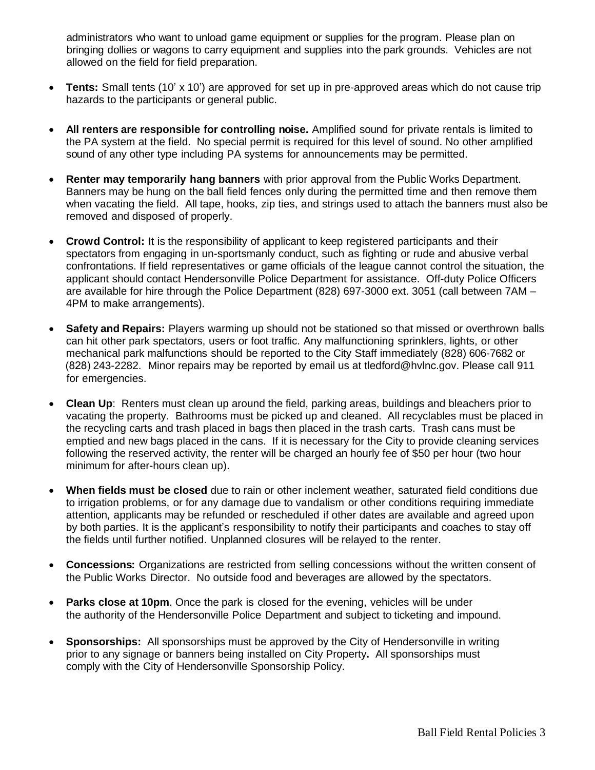administrators who want to unload game equipment or supplies for the program. Please plan on bringing dollies or wagons to carry equipment and supplies into the park grounds. Vehicles are not allowed on the field for field preparation.

- **Tents:** Small tents (10' x 10') are approved for set up in pre-approved areas which do not cause trip hazards to the participants or general public.

- **All renters are responsible for controlling noise.** Amplified sound for private rentals is limited to the PA system at the field. No special permit is required for this level of sound. No other amplified sound of any other type including PA systems for announcements may be permitted.

- **Renter may temporarily hang banners** with prior approval from the Public Works Department. Banners may be hung on the ball field fences only during the permitted time and then remove them when vacating the field. All tape, hooks, zip ties, and strings used to attach the banners must also be removed and disposed of properly.

- **Crowd Control:** It is the responsibility of applicant to keep registered participants and their spectators from engaging in un-sportsmanly conduct, such as fighting or rude and abusive verbal confrontations. If field representatives or game officials of the league cannot control the situation, the applicant should contact Hendersonville Police Department for assistance. Off-duty Police Officers are available for hire through the Police Department (828) 697-3000 ext. 3051 (call between 7AM – 4PM to make arrangements).

- **Safety and Repairs:** Players warming up should not be stationed so that missed or overthrown balls can hit other park spectators, users or foot traffic. Any malfunctioning sprinklers, lights, or other mechanical park malfunctions should be reported to the City Staff immediately (828) 606-7682 or (828) 243-2282. Minor repairs may be reported by email us at tledford@hvlnc.gov. Please call 911 for emergencies.

- **Clean Up**: Renters must clean up around the field, parking areas, buildings and bleachers prior to vacating the property. Bathrooms must be picked up and cleaned. All recyclables must be placed in the recycling carts and trash placed in bags then placed in the trash carts. Trash cans must be emptied and new bags placed in the cans. If it is necessary for the City to provide cleaning services following the reserved activity, the renter will be charged an hourly fee of $50 per hour (two hour minimum for after-hours clean up).

- **When fields must be closed** due to rain or other inclement weather, saturated field conditions due to irrigation problems, or for any damage due to vandalism or other conditions requiring immediate attention, applicants may be refunded or rescheduled if other dates are available and agreed upon by both parties. It is the applicant's responsibility to notify their participants and coaches to stay off the fields until further notified. Unplanned closures will be relayed to the renter.

- **Concessions:** Organizations are restricted from selling concessions without the written consent of the Public Works Director. No outside food and beverages are allowed by the spectators.

- **Parks close at 10pm**. Once the park is closed for the evening, vehicles will be under the authority of the Hendersonville Police Department and subject to ticketing and impound.

- **Sponsorships:** All sponsorships must be approved by the City of Hendersonville in writing prior to any signage or banners being installed on City Property**.** All sponsorships must comply with the City of Hendersonville Sponsorship Policy.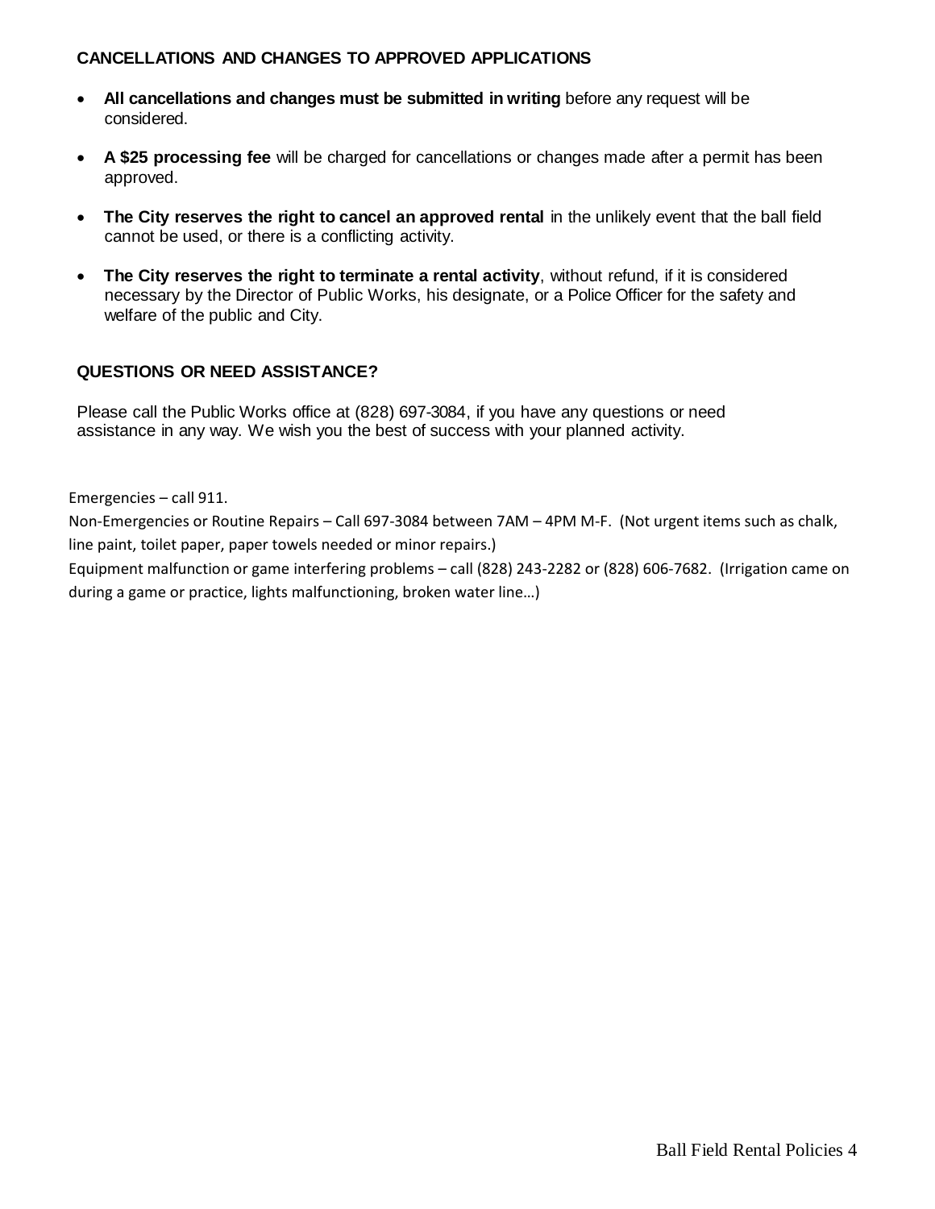### CANCELLATIONS AND CHANGES TO APPROVED APPLICATIONS

- **All cancellations and changes must be submitted in writing** before any request will be considered.
- **A $25 processing fee** will be charged for cancellations or changes made after a permit has been approved.
- **The City reserves the right to cancel an approved rental** in the unlikely event that the ball field cannot be used, or there is a conflicting activity.
- **The City reserves the right to terminate a rental activity**, without refund, if it is considered necessary by the Director of Public Works, his designate, or a Police Officer for the safety and welfare of the public and City.

### QUESTIONS OR NEED ASSISTANCE?

Please call the Public Works office at (828) 697-3084, if you have any questions or need assistance in any way. We wish you the best of success with your planned activity.

Emergencies – call 911.

Non-Emergencies or Routine Repairs – Call 697-3084 between 7AM – 4PM M-F. (Not urgent items such as chalk, line paint, toilet paper, paper towels needed or minor repairs.)

Equipment malfunction or game interfering problems – call (828) 243-2282 or (828) 606-7682. (Irrigation came on during a game or practice, lights malfunctioning, broken water line…)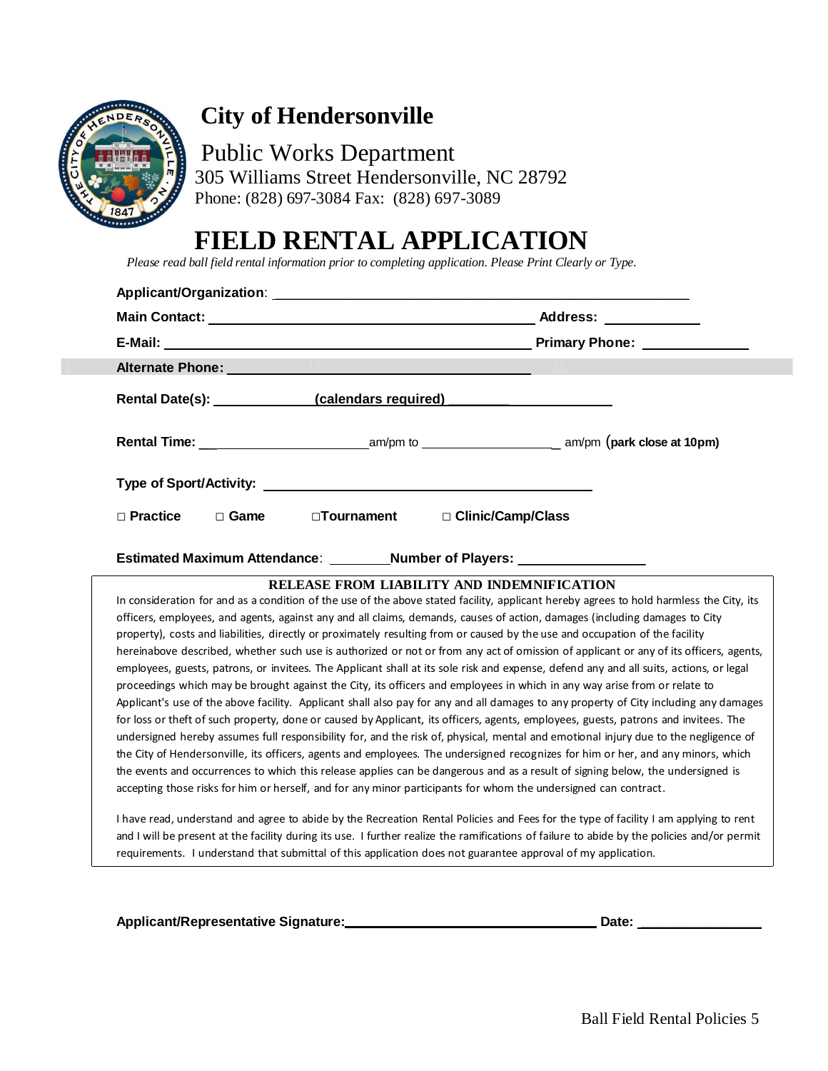# City of Hendersonville

Public Works Department
305 Williams Street Hendersonville, NC 28792
Phone: (828) 697-3084 Fax: (828) 697-3089

# FIELD RENTAL APPLICATION

*Please read ball field rental information prior to completing application. Please Print Clearly or Type.*

**Applicant/Organization**: ____________________________________________

**Main Contact:** ____________________________________ **Address:** ____________

**E-Mail:** ________________________________________ **Primary Phone:** ____________

**Alternate Phone:** ____________________________________

**Rental Date(s):** ______________ **(calendars required)** ________________

**Rental Time:** ______________________ am/pm to ___________________ am/pm (**park close at 10pm)**

**Type of Sport/Activity:** ____________________________________

**□ Practice** **□ Game** **□Tournament** **□ Clinic/Camp/Class**

**Estimated Maximum Attendance**: ________ **Number of Players:** ________________

**RELEASE FROM LIABILITY AND INDEMNIFICATION**

In consideration for and as a condition of the use of the above stated facility, applicant hereby agrees to hold harmless the City, its officers, employees, and agents, against any and all claims, demands, causes of action, damages (including damages to City property), costs and liabilities, directly or proximately resulting from or caused by the use and occupation of the facility hereinabove described, whether such use is authorized or not or from any act of omission of applicant or any of its officers, agents, employees, guests, patrons, or invitees. The Applicant shall at its sole risk and expense, defend any and all suits, actions, or legal proceedings which may be brought against the City, its officers and employees in which in any way arise from or relate to Applicant's use of the above facility. Applicant shall also pay for any and all damages to any property of City including any damages for loss or theft of such property, done or caused by Applicant, its officers, agents, employees, guests, patrons and invitees. The undersigned hereby assumes full responsibility for, and the risk of, physical, mental and emotional injury due to the negligence of the City of Hendersonville, its officers, agents and employees. The undersigned recognizes for him or her, and any minors, which the events and occurrences to which this release applies can be dangerous and as a result of signing below, the undersigned is accepting those risks for him or herself, and for any minor participants for whom the undersigned can contract.

I have read, understand and agree to abide by the Recreation Rental Policies and Fees for the type of facility I am applying to rent and I will be present at the facility during its use. I further realize the ramifications of failure to abide by the policies and/or permit requirements. I understand that submittal of this application does not guarantee approval of my application.

**Applicant/Representative Signature:** ________________________________ **Date:** ________________

Ball Field Rental Policies